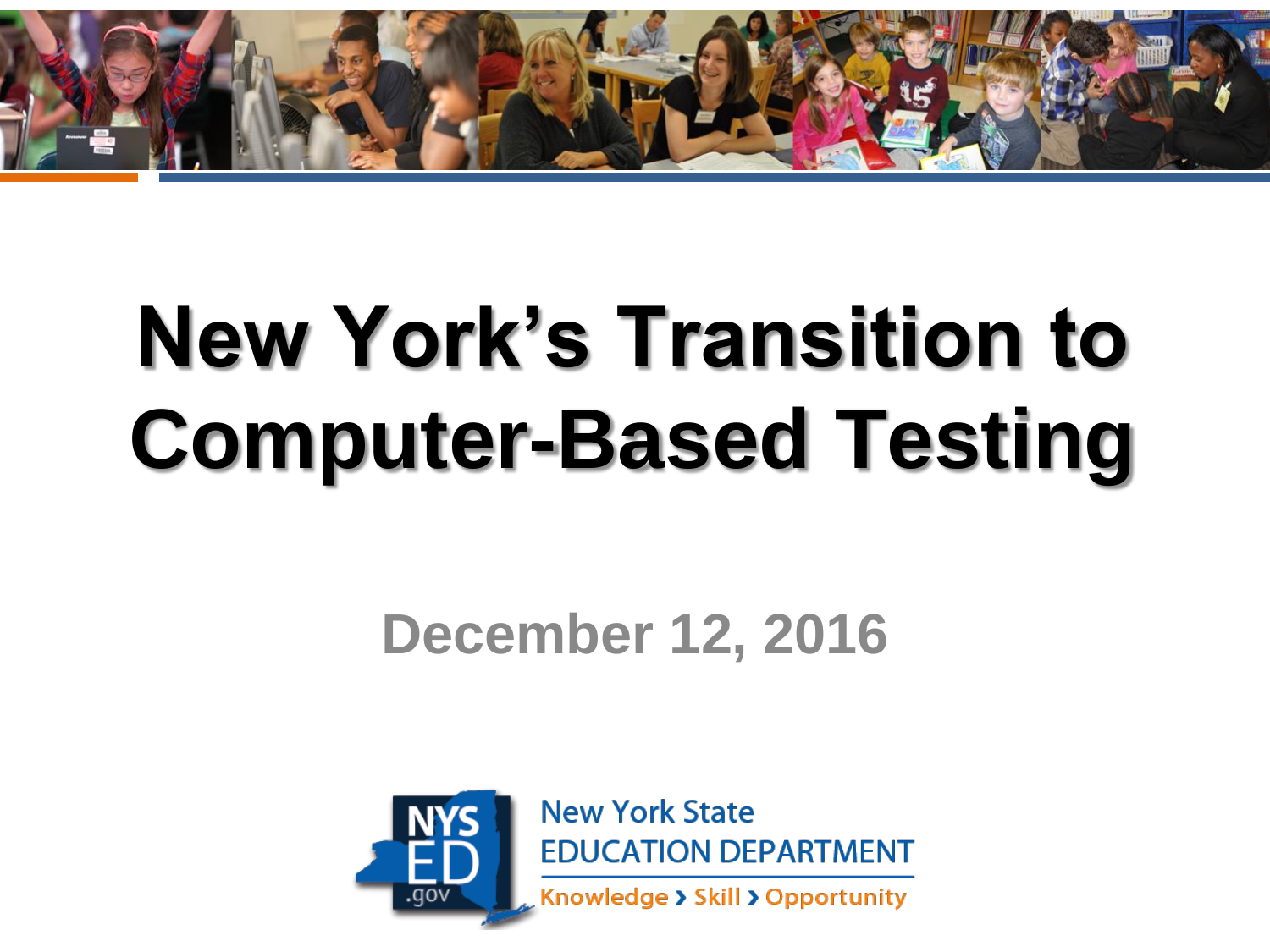# New York's Transition to Computer-Based Testing

December 12, 2016

New York State EDUCATION DEPARTMENT

Knowledge › Skill › Opportunity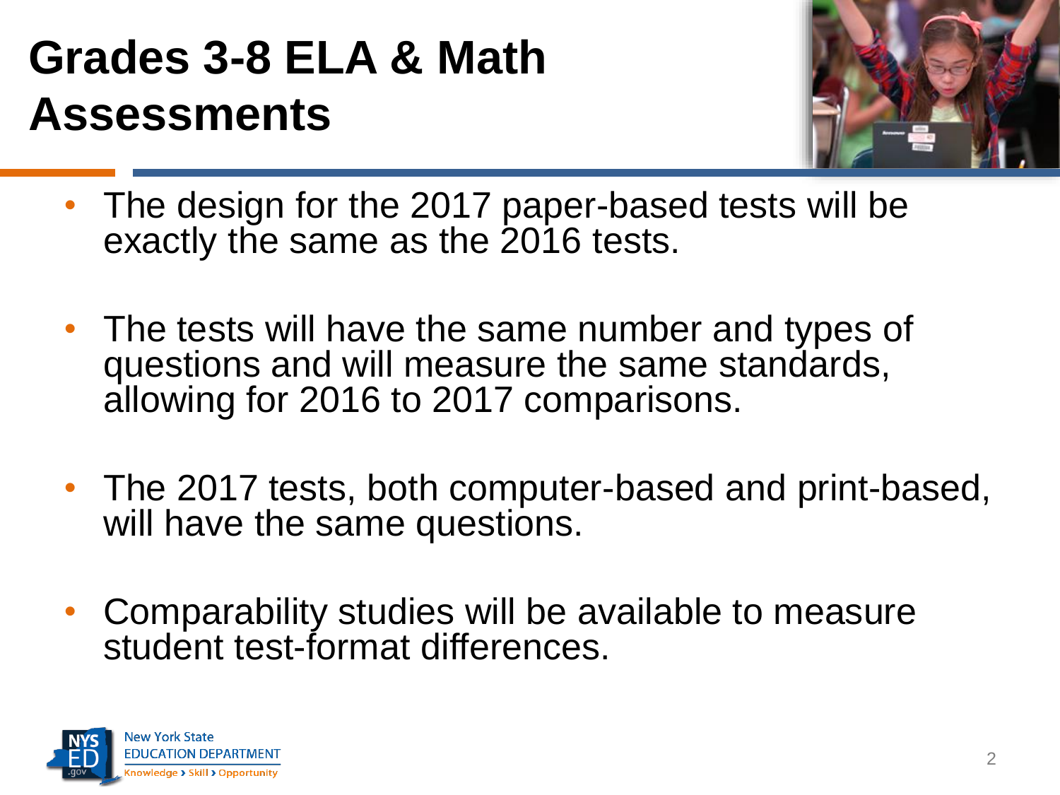# Grades 3-8 ELA & Math Assessments

- The design for the 2017 paper-based tests will be exactly the same as the 2016 tests.
- The tests will have the same number and types of questions and will measure the same standards, allowing for 2016 to 2017 comparisons.
- The 2017 tests, both computer-based and print-based, will have the same questions.
- Comparability studies will be available to measure student test-format differences.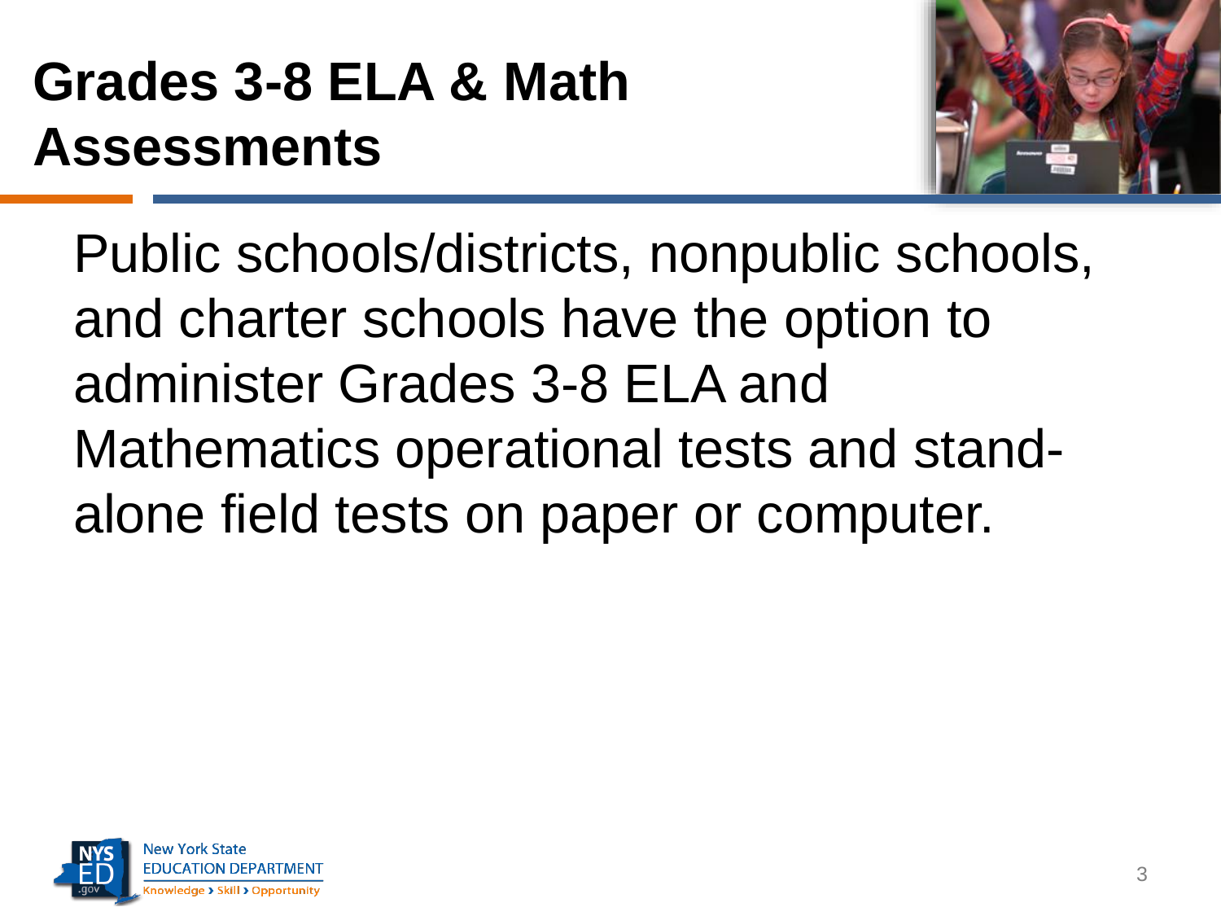# Grades 3-8 ELA & Math Assessments

Public schools/districts, nonpublic schools, and charter schools have the option to administer Grades 3-8 ELA and Mathematics operational tests and stand-alone field tests on paper or computer.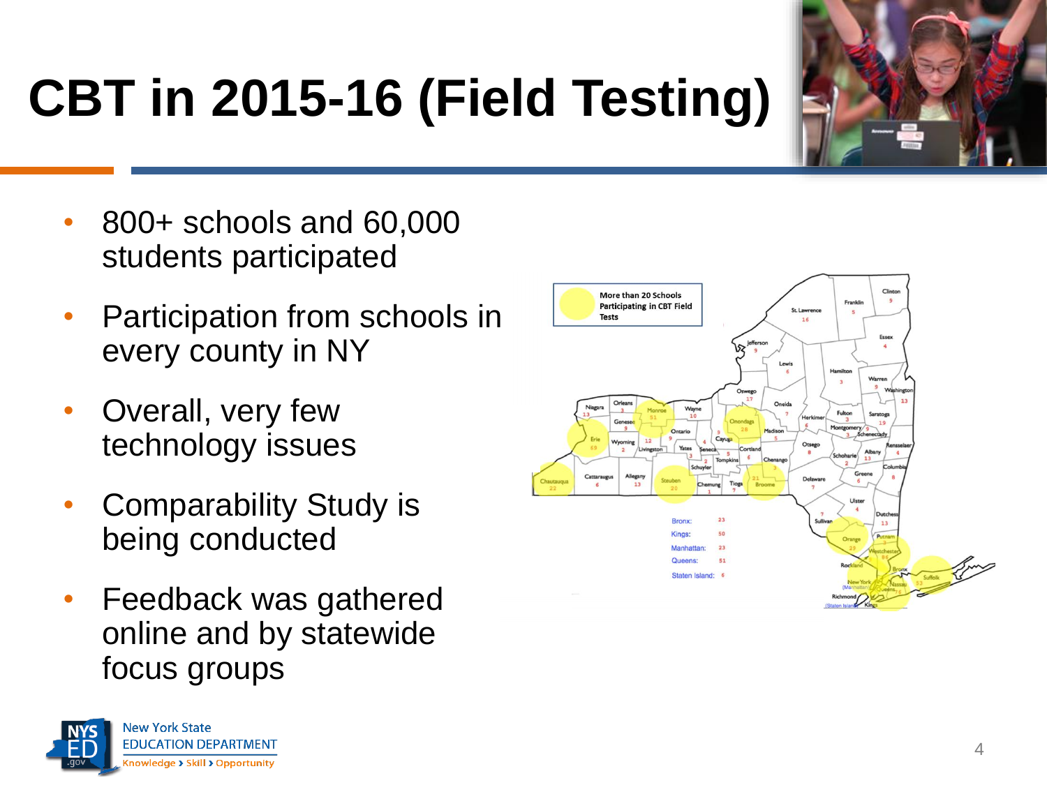# CBT in 2015-16 (Field Testing)

- 800+ schools and 60,000 students participated
- Participation from schools in every county in NY
- Overall, very few technology issues
- Comparability Study is being conducted
- Feedback was gathered online and by statewide focus groups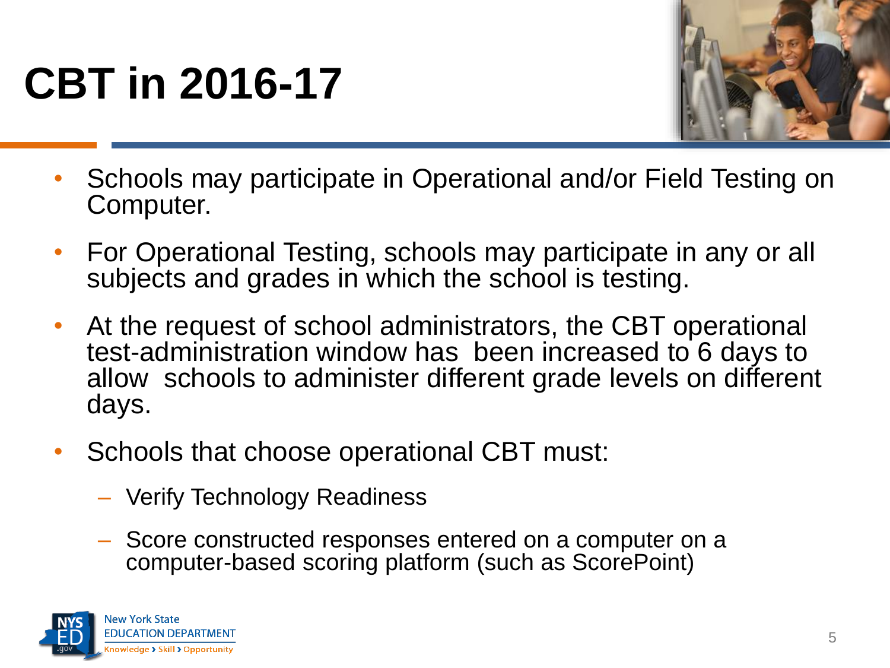# CBT in 2016-17

- Schools may participate in Operational and/or Field Testing on Computer.
- For Operational Testing, schools may participate in any or all subjects and grades in which the school is testing.
- At the request of school administrators, the CBT operational test-administration window has been increased to 6 days to allow schools to administer different grade levels on different days.
- Schools that choose operational CBT must:
  - Verify Technology Readiness
  - Score constructed responses entered on a computer on a computer-based scoring platform (such as ScorePoint)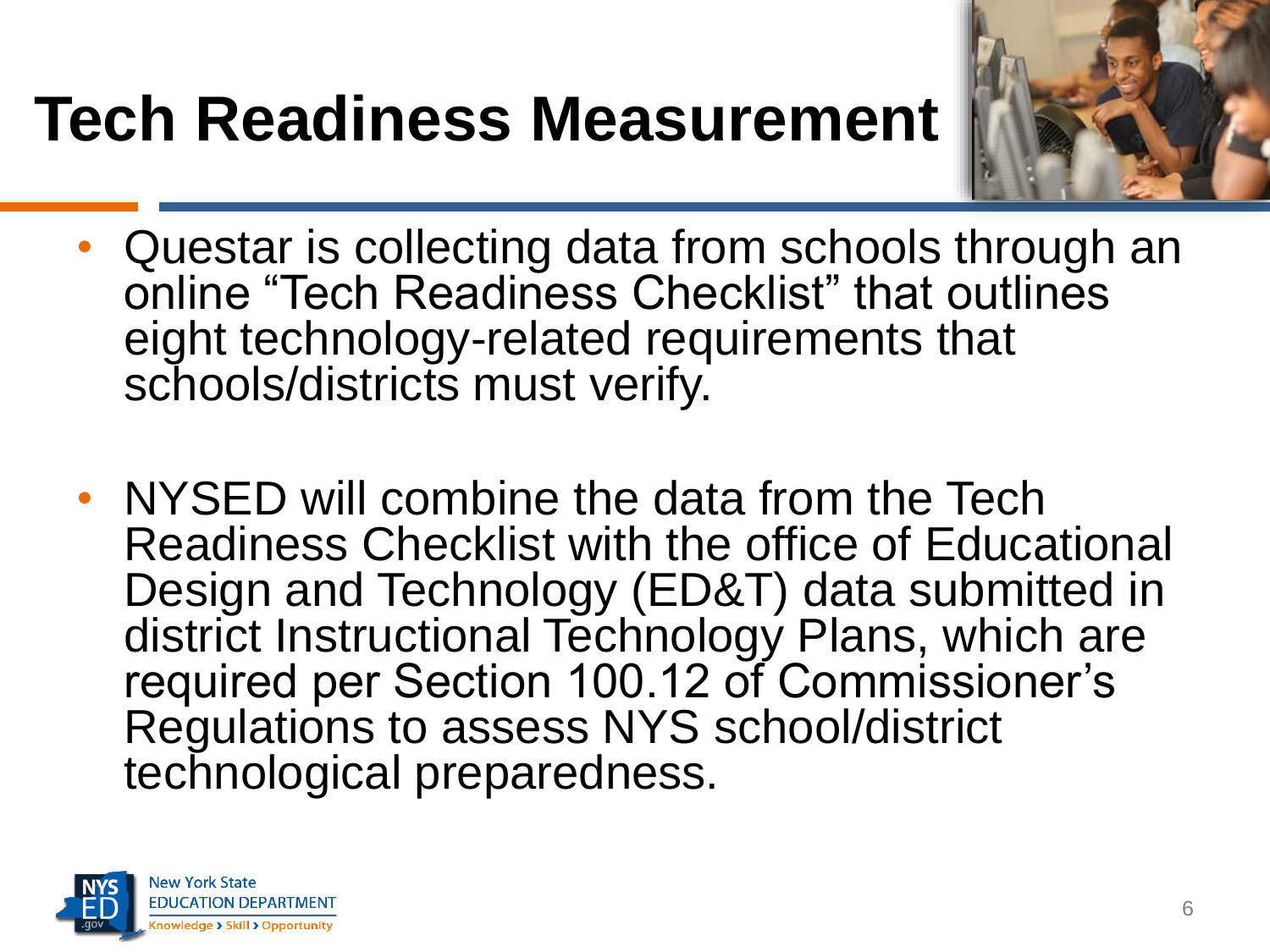# Tech Readiness Measurement

- Questar is collecting data from schools through an online "Tech Readiness Checklist" that outlines eight technology-related requirements that schools/districts must verify.

- NYSED will combine the data from the Tech Readiness Checklist with the office of Educational Design and Technology (ED&T) data submitted in district Instructional Technology Plans, which are required per Section 100.12 of Commissioner's Regulations to assess NYS school/district technological preparedness.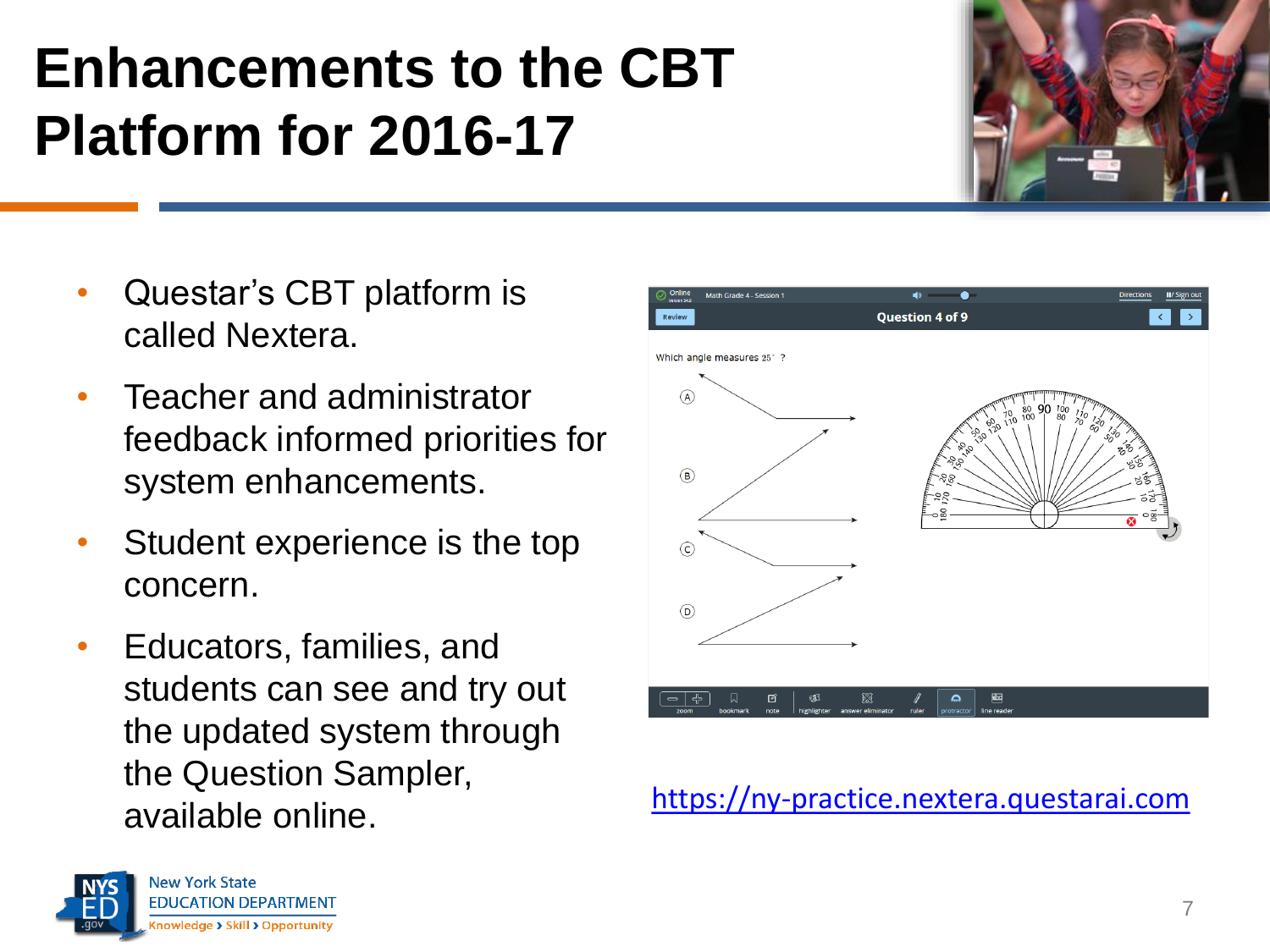# Enhancements to the CBT Platform for 2016-17

- Questar's CBT platform is called Nextera.
- Teacher and administrator feedback informed priorities for system enhancements.
- Student experience is the top concern.
- Educators, families, and students can see and try out the updated system through the Question Sampler, available online.

https://ny-practice.nextera.questarai.com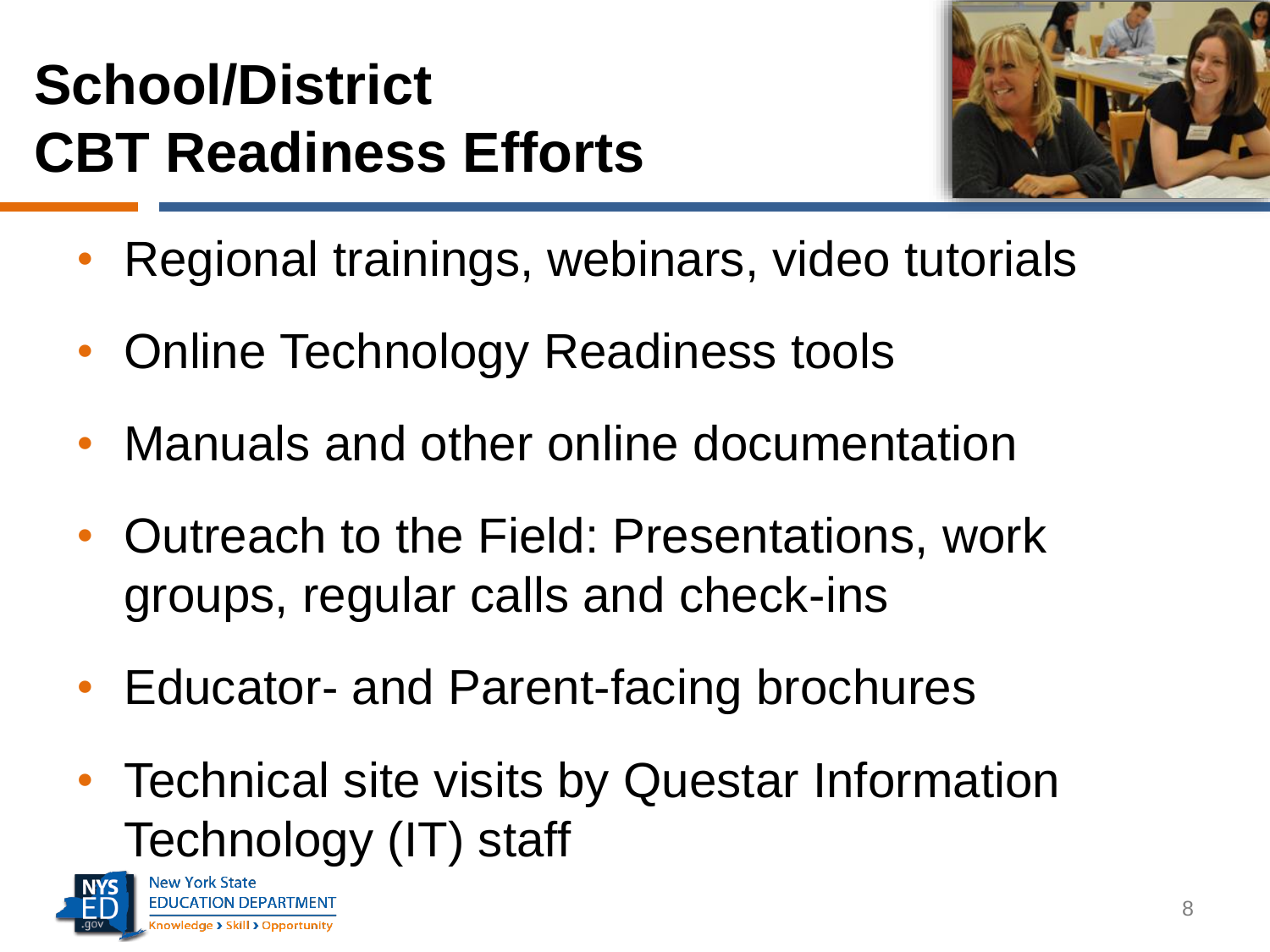# School/District CBT Readiness Efforts

- Regional trainings, webinars, video tutorials
- Online Technology Readiness tools
- Manuals and other online documentation
- Outreach to the Field: Presentations, work groups, regular calls and check-ins
- Educator- and Parent-facing brochures
- Technical site visits by Questar Information Technology (IT) staff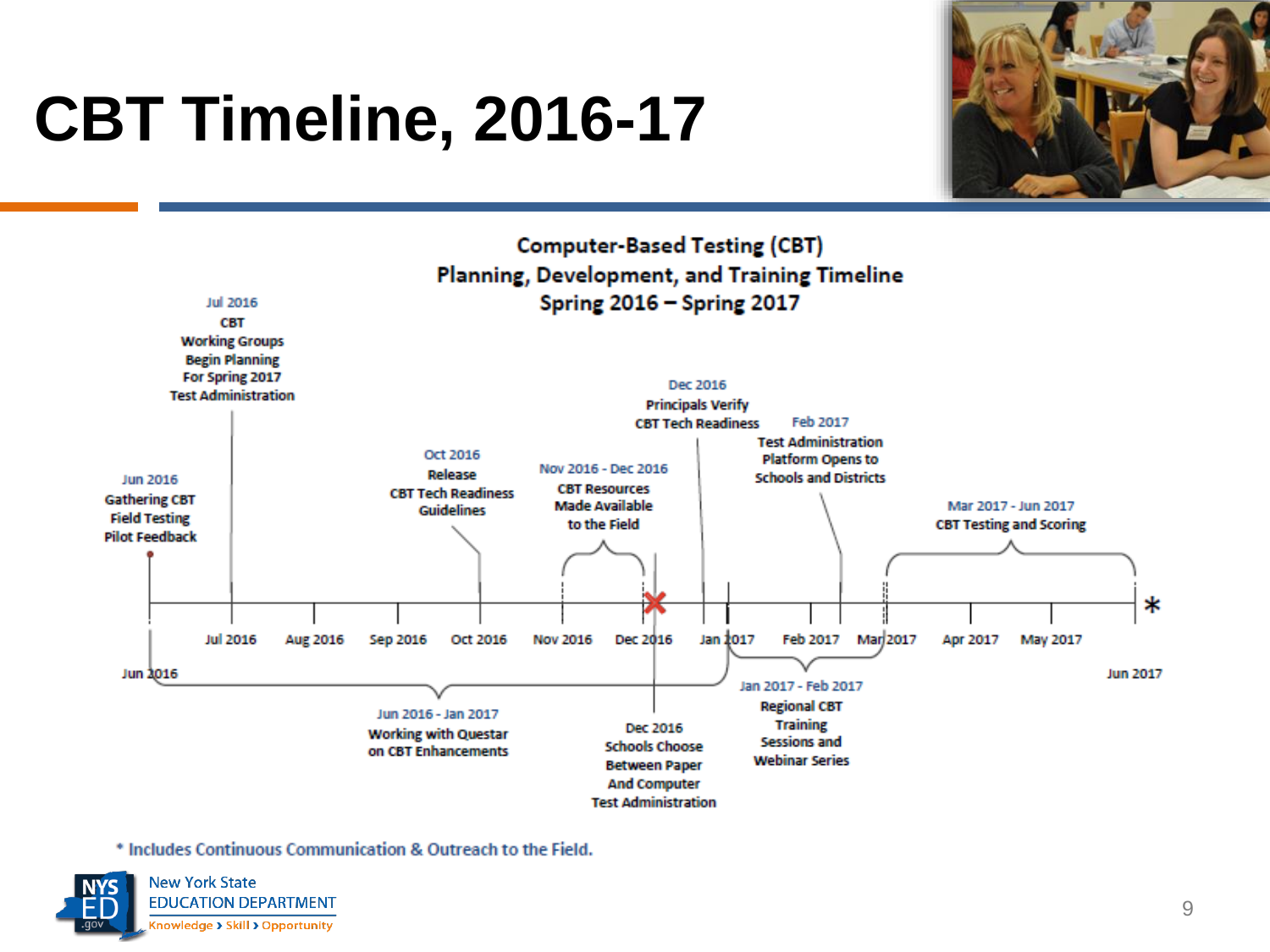# CBT Timeline, 2016-17

## Computer-Based Testing (CBT) Planning, Development, and Training Timeline Spring 2016 – Spring 2017

- **Jun 2016** – Gathering CBT Field Testing Pilot Feedback
- **Jul 2016** – CBT Working Groups Begin Planning For Spring 2017 Test Administration
- **Jun 2016 - Jan 2017** – Working with Questar on CBT Enhancements
- **Oct 2016** – Release CBT Tech Readiness Guidelines
- **Nov 2016 - Dec 2016** – CBT Resources Made Available to the Field
- **Dec 2016** – Principals Verify CBT Tech Readiness
- **Dec 2016** – Schools Choose Between Paper And Computer Test Administration
- **Jan 2017 - Feb 2017** – Regional CBT Training Sessions and Webinar Series
- **Feb 2017** – Test Administration Platform Opens to Schools and Districts
- **Mar 2017 - Jun 2017** – CBT Testing and Scoring

Jun 2016 | Jul 2016 | Aug 2016 | Sep 2016 | Oct 2016 | Nov 2016 | Dec 2016 | Jan 2017 | Feb 2017 | Mar 2017 | Apr 2017 | May 2017 | Jun 2017 *

\* Includes Continuous Communication & Outreach to the Field.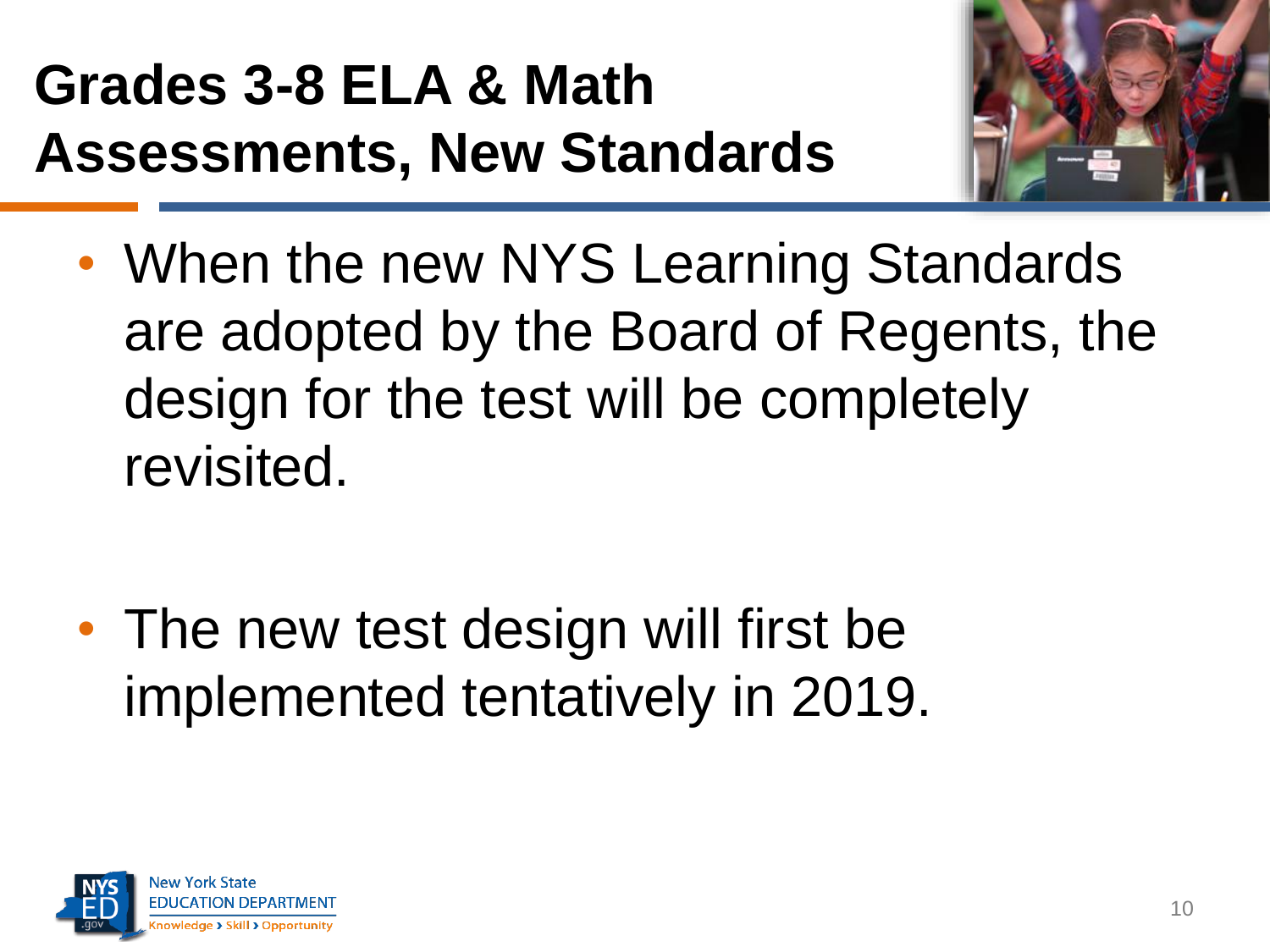# Grades 3-8 ELA & Math Assessments, New Standards

- When the new NYS Learning Standards are adopted by the Board of Regents, the design for the test will be completely revisited.

- The new test design will first be implemented tentatively in 2019.